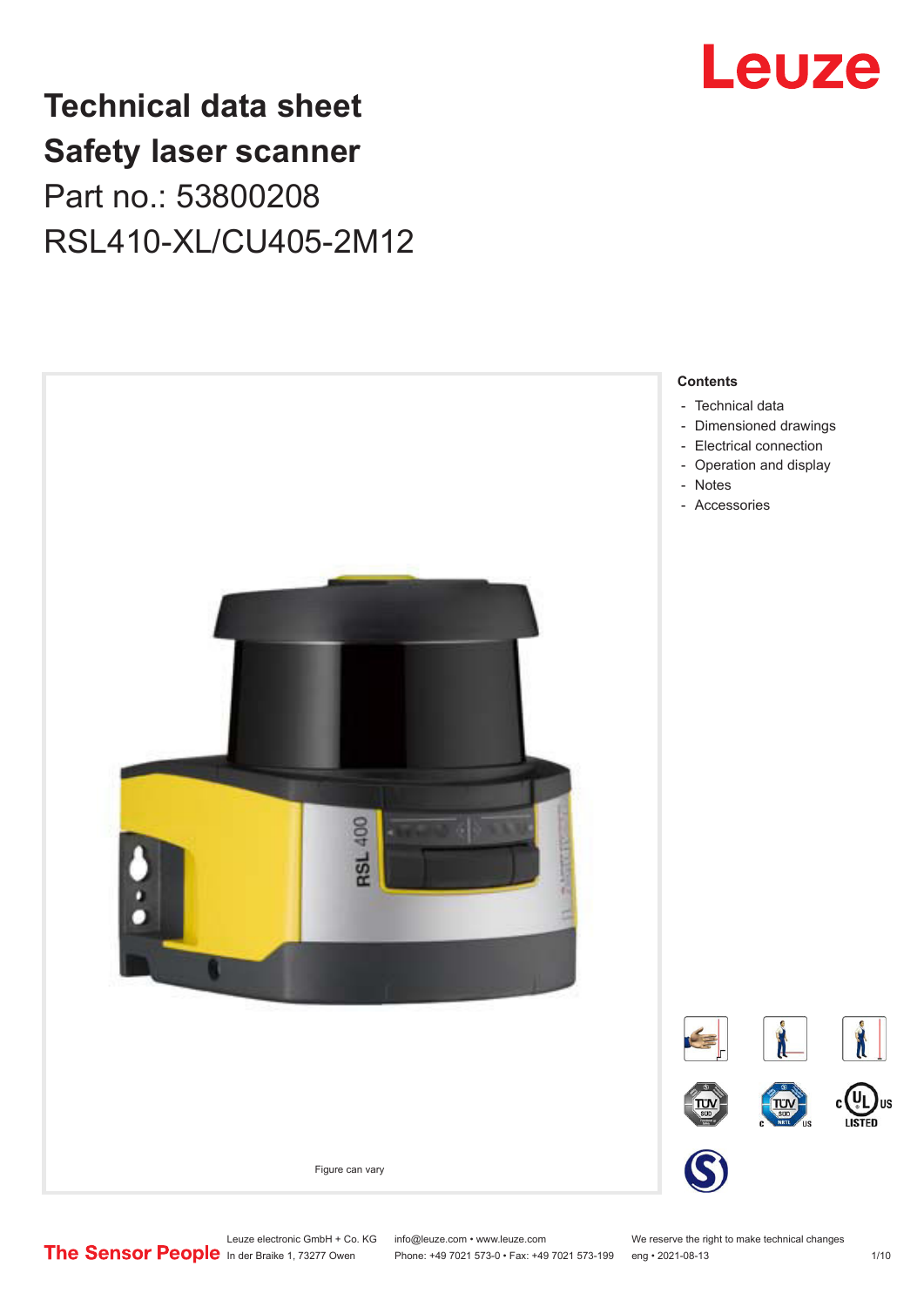# Technical data sheet
# Safety laser scanner
## Part no.: 53800208
## RSL410-XL/CU405-2M12

Figure can vary

**Contents**

- Technical data
- Dimensioned drawings
- Electrical connection
- Operation and display
- Notes
- Accessories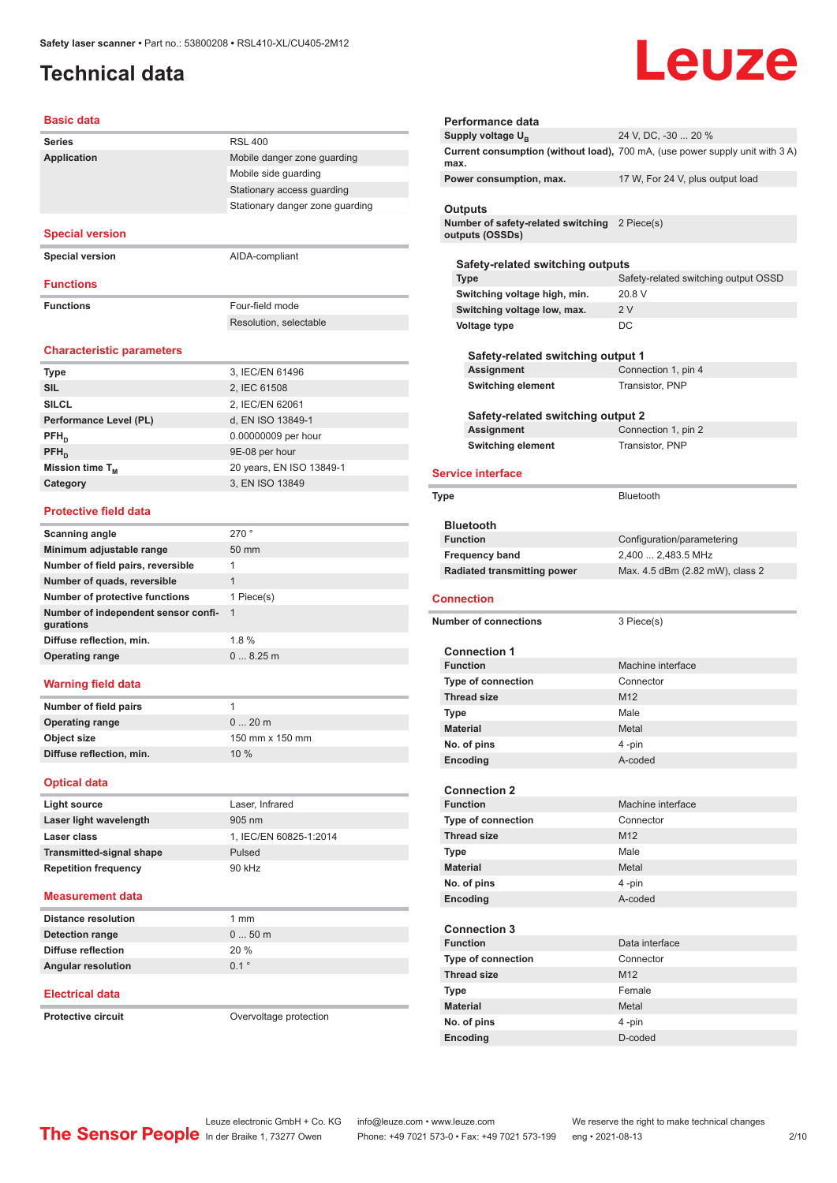# Technical data

## Basic data

| | |
|---|---|
| **Series** | RSL 400 |
| **Application** | Mobile danger zone guarding |
| | Mobile side guarding |
| | Stationary access guarding |
| | Stationary danger zone guarding |

## Special version

| | |
|---|---|
| **Special version** | AIDA-compliant |

## Functions

| | |
|---|---|
| **Functions** | Four-field mode |
| | Resolution, selectable |

## Characteristic parameters

| | |
|---|---|
| **Type** | 3, IEC/EN 61496 |
| **SIL** | 2, IEC 61508 |
| **SILCL** | 2, IEC/EN 62061 |
| **Performance Level (PL)** | d, EN ISO 13849-1 |
| **$PFH_D$** | 0.00000009 per hour |
| **$PFH_D$** | 9E-08 per hour |
| **Mission time $T_M$** | 20 years, EN ISO 13849-1 |
| **Category** | 3, EN ISO 13849 |

## Protective field data

| | |
|---|---|
| **Scanning angle** | 270 ° |
| **Minimum adjustable range** | 50 mm |
| **Number of field pairs, reversible** | 1 |
| **Number of quads, reversible** | 1 |
| **Number of protective functions** | 1 Piece(s) |
| **Number of independent sensor configurations** | 1 |
| **Diffuse reflection, min.** | 1.8 % |
| **Operating range** | 0 ... 8.25 m |

## Warning field data

| | |
|---|---|
| **Number of field pairs** | 1 |
| **Operating range** | 0 ... 20 m |
| **Object size** | 150 mm x 150 mm |
| **Diffuse reflection, min.** | 10 % |

## Optical data

| | |
|---|---|
| **Light source** | Laser, Infrared |
| **Laser light wavelength** | 905 nm |
| **Laser class** | 1, IEC/EN 60825-1:2014 |
| **Transmitted-signal shape** | Pulsed |
| **Repetition frequency** | 90 kHz |

## Measurement data

| | |
|---|---|
| **Distance resolution** | 1 mm |
| **Detection range** | 0 ... 50 m |
| **Diffuse reflection** | 20 % |
| **Angular resolution** | 0.1 ° |

## Electrical data

| | |
|---|---|
| **Protective circuit** | Overvoltage protection |

### Performance data

| | |
|---|---|
| **Supply voltage $U_B$** | 24 V, DC, -30 ... 20 % |
| **Current consumption (without load), max.** | 700 mA, (use power supply unit with 3 A) |
| **Power consumption, max.** | 17 W, For 24 V, plus output load |

### Outputs

| | |
|---|---|
| **Number of safety-related switching outputs (OSSDs)** | 2 Piece(s) |

#### Safety-related switching outputs

| | |
|---|---|
| **Type** | Safety-related switching output OSSD |
| **Switching voltage high, min.** | 20.8 V |
| **Switching voltage low, max.** | 2 V |
| **Voltage type** | DC |

##### Safety-related switching output 1

| | |
|---|---|
| **Assignment** | Connection 1, pin 4 |
| **Switching element** | Transistor, PNP |

##### Safety-related switching output 2

| | |
|---|---|
| **Assignment** | Connection 1, pin 2 |
| **Switching element** | Transistor, PNP |

## Service interface

| | |
|---|---|
| **Type** | Bluetooth |

### Bluetooth

| | |
|---|---|
| **Function** | Configuration/parametering |
| **Frequency band** | 2,400 ... 2,483.5 MHz |
| **Radiated transmitting power** | Max. 4.5 dBm (2.82 mW), class 2 |

## Connection

| | |
|---|---|
| **Number of connections** | 3 Piece(s) |

### Connection 1

| | |
|---|---|
| **Function** | Machine interface |
| **Type of connection** | Connector |
| **Thread size** | M12 |
| **Type** | Male |
| **Material** | Metal |
| **No. of pins** | 4 -pin |
| **Encoding** | A-coded |

### Connection 2

| | |
|---|---|
| **Function** | Machine interface |
| **Type of connection** | Connector |
| **Thread size** | M12 |
| **Type** | Male |
| **Material** | Metal |
| **No. of pins** | 4 -pin |
| **Encoding** | A-coded |

### Connection 3

| | |
|---|---|
| **Function** | Data interface |
| **Type of connection** | Connector |
| **Thread size** | M12 |
| **Type** | Female |
| **Material** | Metal |
| **No. of pins** | 4 -pin |
| **Encoding** | D-coded |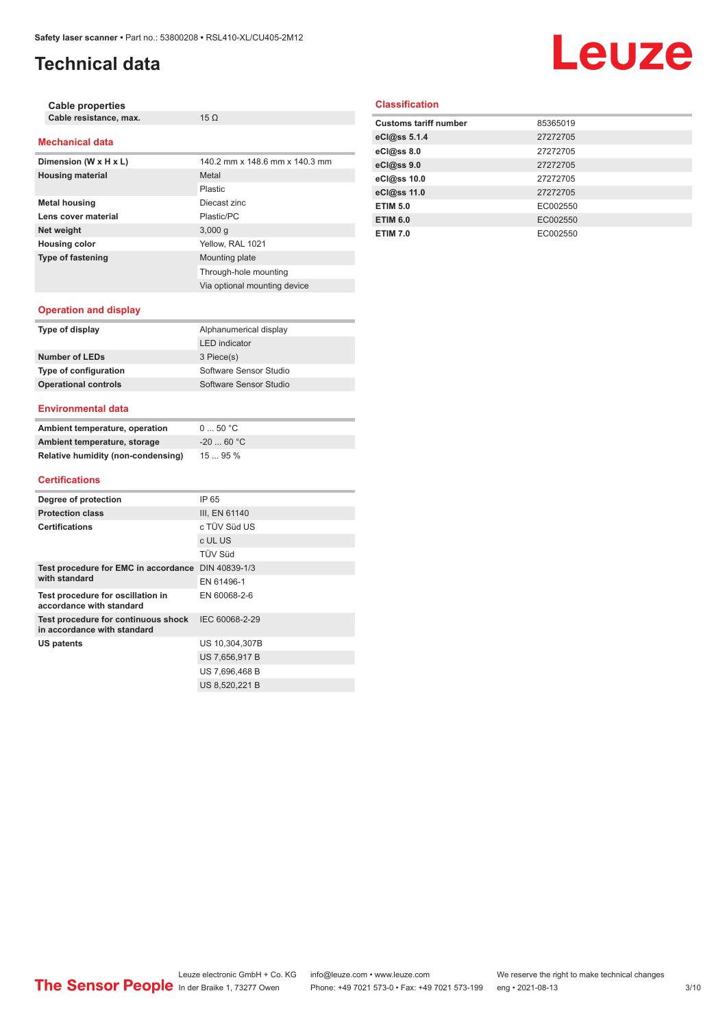# Technical data

### Cable properties

| | |
|---|---|
| Cable resistance, max. | 15 Ω |

## Mechanical data

| | |
|---|---|
| Dimension (W x H x L) | 140.2 mm x 148.6 mm x 140.3 mm |
| Housing material | Metal |
| | Plastic |
| Metal housing | Diecast zinc |
| Lens cover material | Plastic/PC |
| Net weight | 3,000 g |
| Housing color | Yellow, RAL 1021 |
| Type of fastening | Mounting plate |
| | Through-hole mounting |
| | Via optional mounting device |

## Operation and display

| | |
|---|---|
| Type of display | Alphanumerical display |
| | LED indicator |
| Number of LEDs | 3 Piece(s) |
| Type of configuration | Software Sensor Studio |
| Operational controls | Software Sensor Studio |

## Environmental data

| | |
|---|---|
| Ambient temperature, operation | 0 ... 50 °C |
| Ambient temperature, storage | -20 ... 60 °C |
| Relative humidity (non-condensing) | 15 ... 95 % |

## Certifications

| | |
|---|---|
| Degree of protection | IP 65 |
| Protection class | III, EN 61140 |
| Certifications | c TÜV Süd US |
| | c UL US |
| | TÜV Süd |
| Test procedure for EMC in accordance with standard | DIN 40839-1/3 |
| | EN 61496-1 |
| Test procedure for oscillation in accordance with standard | EN 60068-2-6 |
| Test procedure for continuous shock in accordance with standard | IEC 60068-2-29 |
| US patents | US 10,304,307B |
| | US 7,656,917 B |
| | US 7,696,468 B |
| | US 8,520,221 B |

## Classification

| | |
|---|---|
| Customs tariff number | 85365019 |
| eCl@ss 5.1.4 | 27272705 |
| eCl@ss 8.0 | 27272705 |
| eCl@ss 9.0 | 27272705 |
| eCl@ss 10.0 | 27272705 |
| eCl@ss 11.0 | 27272705 |
| ETIM 5.0 | EC002550 |
| ETIM 6.0 | EC002550 |
| ETIM 7.0 | EC002550 |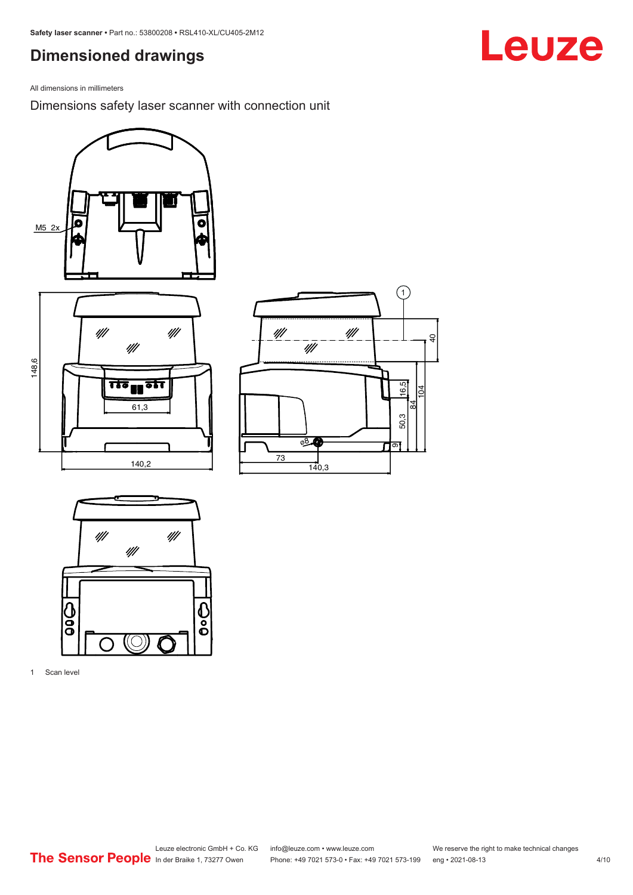# Dimensioned drawings

All dimensions in millimeters

## Dimensions safety laser scanner with connection unit

M5 2x

148,6

61,3

140,2

1

40

16,5

84

104

50,3

9

ø8

73

140,3

1 Scan level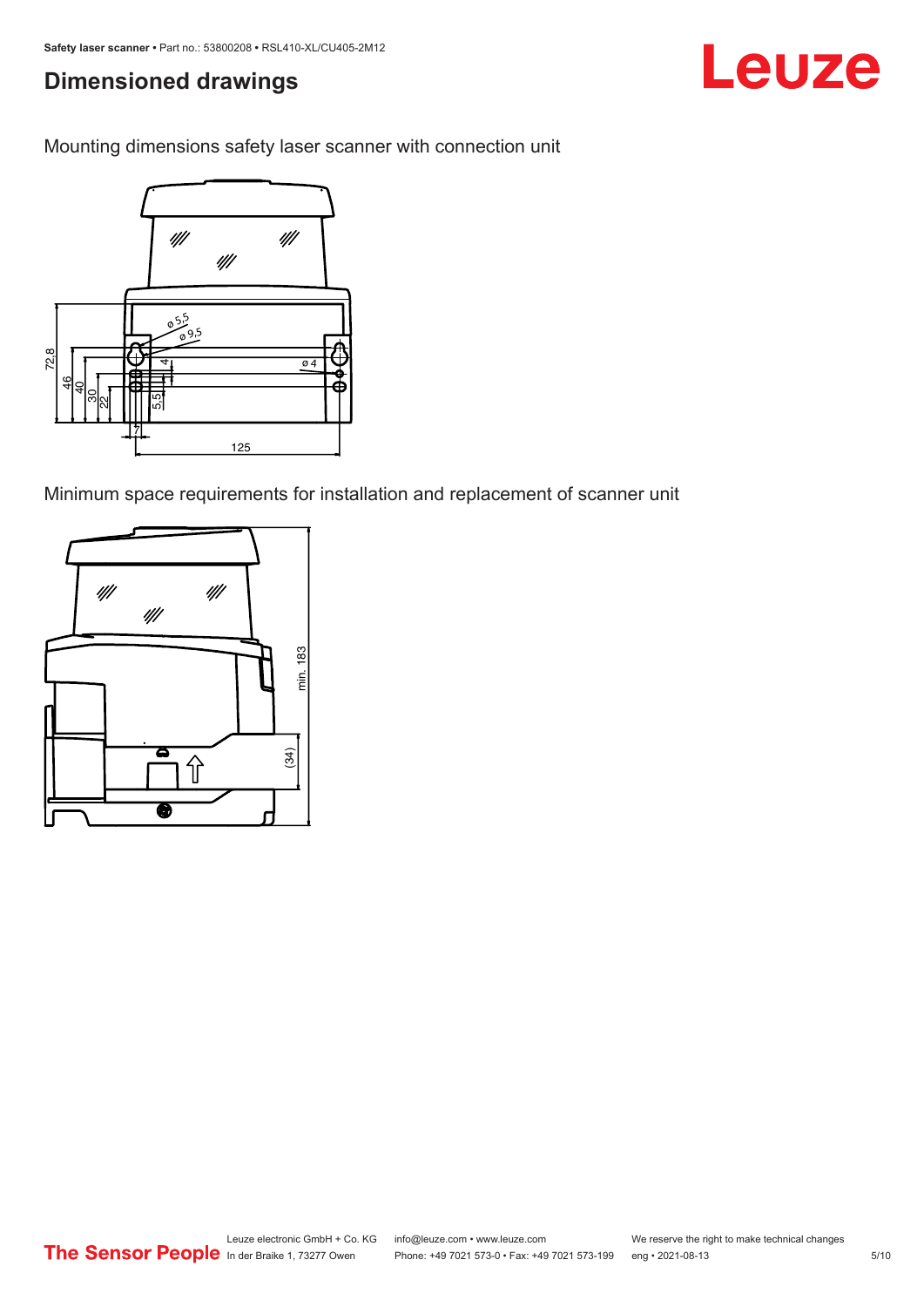## Dimensioned drawings

Mounting dimensions safety laser scanner with connection unit

Minimum space requirements for installation and replacement of scanner unit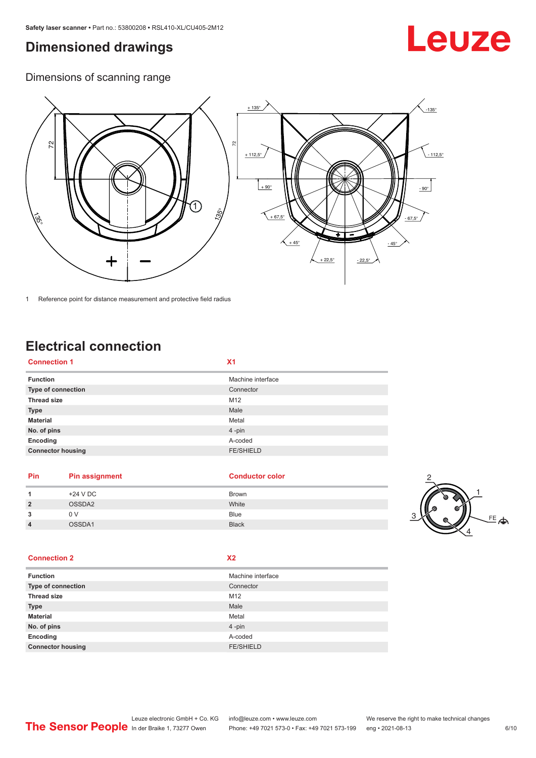# Dimensioned drawings

## Dimensions of scanning range

1 Reference point for distance measurement and protective field radius

# Electrical connection

| Connection 1 | X1 |
|---|---|
| Function | Machine interface |
| Type of connection | Connector |
| Thread size | M12 |
| Type | Male |
| Material | Metal |
| No. of pins | 4 -pin |
| Encoding | A-coded |
| Connector housing | FE/SHIELD |

| Pin | Pin assignment | Conductor color |
|---|---|---|
| 1 | +24 V DC | Brown |
| 2 | OSSDA2 | White |
| 3 | 0 V | Blue |
| 4 | OSSDA1 | Black |

| Connection 2 | X2 |
|---|---|
| Function | Machine interface |
| Type of connection | Connector |
| Thread size | M12 |
| Type | Male |
| Material | Metal |
| No. of pins | 4 -pin |
| Encoding | A-coded |
| Connector housing | FE/SHIELD |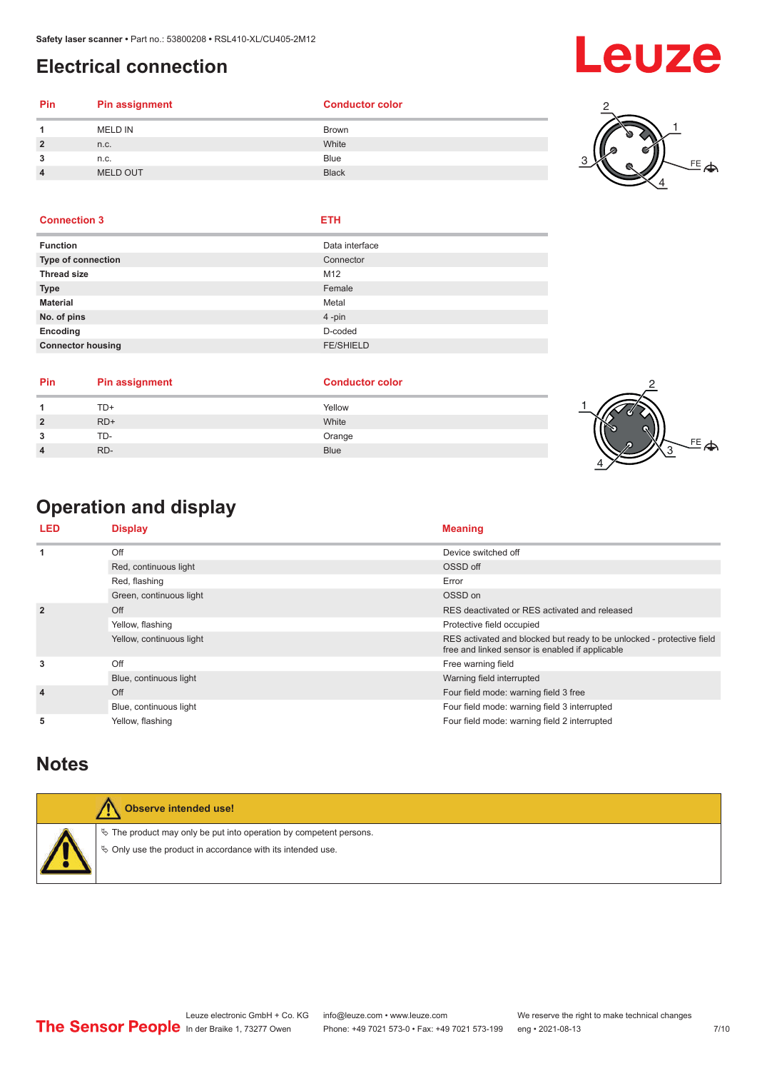# Electrical connection

| Pin | Pin assignment | Conductor color |
|---|---|---|
| 1 | MELD IN | Brown |
| 2 | n.c. | White |
| 3 | n.c. | Blue |
| 4 | MELD OUT | Black |

| Connection 3 | ETH |
|---|---|
| Function | Data interface |
| Type of connection | Connector |
| Thread size | M12 |
| Type | Female |
| Material | Metal |
| No. of pins | 4 -pin |
| Encoding | D-coded |
| Connector housing | FE/SHIELD |

| Pin | Pin assignment | Conductor color |
|---|---|---|
| 1 | TD+ | Yellow |
| 2 | RD+ | White |
| 3 | TD- | Orange |
| 4 | RD- | Blue |

# Operation and display

| LED | Display | Meaning |
|---|---|---|
| 1 | Off | Device switched off |
| | Red, continuous light | OSSD off |
| | Red, flashing | Error |
| | Green, continuous light | OSSD on |
| 2 | Off | RES deactivated or RES activated and released |
| | Yellow, flashing | Protective field occupied |
| | Yellow, continuous light | RES activated and blocked but ready to be unlocked - protective field free and linked sensor is enabled if applicable |
| 3 | Off | Free warning field |
| | Blue, continuous light | Warning field interrupted |
| 4 | Off | Four field mode: warning field 3 free |
| | Blue, continuous light | Four field mode: warning field 3 interrupted |
| 5 | Yellow, flashing | Four field mode: warning field 2 interrupted |

# Notes

**Observe intended use!**

- The product may only be put into operation by competent persons.
- Only use the product in accordance with its intended use.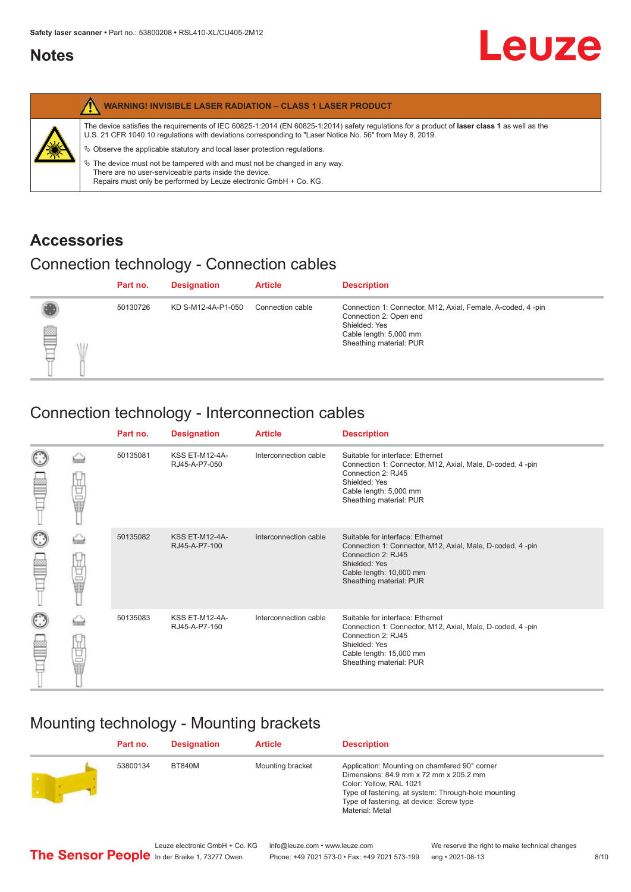# Notes

**WARNING! INVISIBLE LASER RADIATION – CLASS 1 LASER PRODUCT**

The device satisfies the requirements of IEC 60825-1:2014 (EN 60825-1:2014) safety regulations for a product of **laser class 1** as well as the U.S. 21 CFR 1040.10 regulations with deviations corresponding to "Laser Notice No. 56" from May 8, 2019.

- Observe the applicable statutory and local laser protection regulations.
- The device must not be tampered with and must not be changed in any way.
  There are no user-serviceable parts inside the device.
  Repairs must only be performed by Leuze electronic GmbH + Co. KG.

# Accessories

## Connection technology - Connection cables

| Part no. | Designation | Article | Description |
|---|---|---|---|
| 50130726 | KD S-M12-4A-P1-050 | Connection cable | Connection 1: Connector, M12, Axial, Female, A-coded, 4 -pin<br>Connection 2: Open end<br>Shielded: Yes<br>Cable length: 5,000 mm<br>Sheathing material: PUR |

## Connection technology - Interconnection cables

| Part no. | Designation | Article | Description |
|---|---|---|---|
| 50135081 | KSS ET-M12-4A-RJ45-A-P7-050 | Interconnection cable | Suitable for interface: Ethernet<br>Connection 1: Connector, M12, Axial, Male, D-coded, 4 -pin<br>Connection 2: RJ45<br>Shielded: Yes<br>Cable length: 5,000 mm<br>Sheathing material: PUR |
| 50135082 | KSS ET-M12-4A-RJ45-A-P7-100 | Interconnection cable | Suitable for interface: Ethernet<br>Connection 1: Connector, M12, Axial, Male, D-coded, 4 -pin<br>Connection 2: RJ45<br>Shielded: Yes<br>Cable length: 10,000 mm<br>Sheathing material: PUR |
| 50135083 | KSS ET-M12-4A-RJ45-A-P7-150 | Interconnection cable | Suitable for interface: Ethernet<br>Connection 1: Connector, M12, Axial, Male, D-coded, 4 -pin<br>Connection 2: RJ45<br>Shielded: Yes<br>Cable length: 15,000 mm<br>Sheathing material: PUR |

## Mounting technology - Mounting brackets

| Part no. | Designation | Article | Description |
|---|---|---|---|
| 53800134 | BT840M | Mounting bracket | Application: Mounting on chamfered 90° corner<br>Dimensions: 84.9 mm x 72 mm x 205.2 mm<br>Color: Yellow, RAL 1021<br>Type of fastening, at system: Through-hole mounting<br>Type of fastening, at device: Screw type<br>Material: Metal |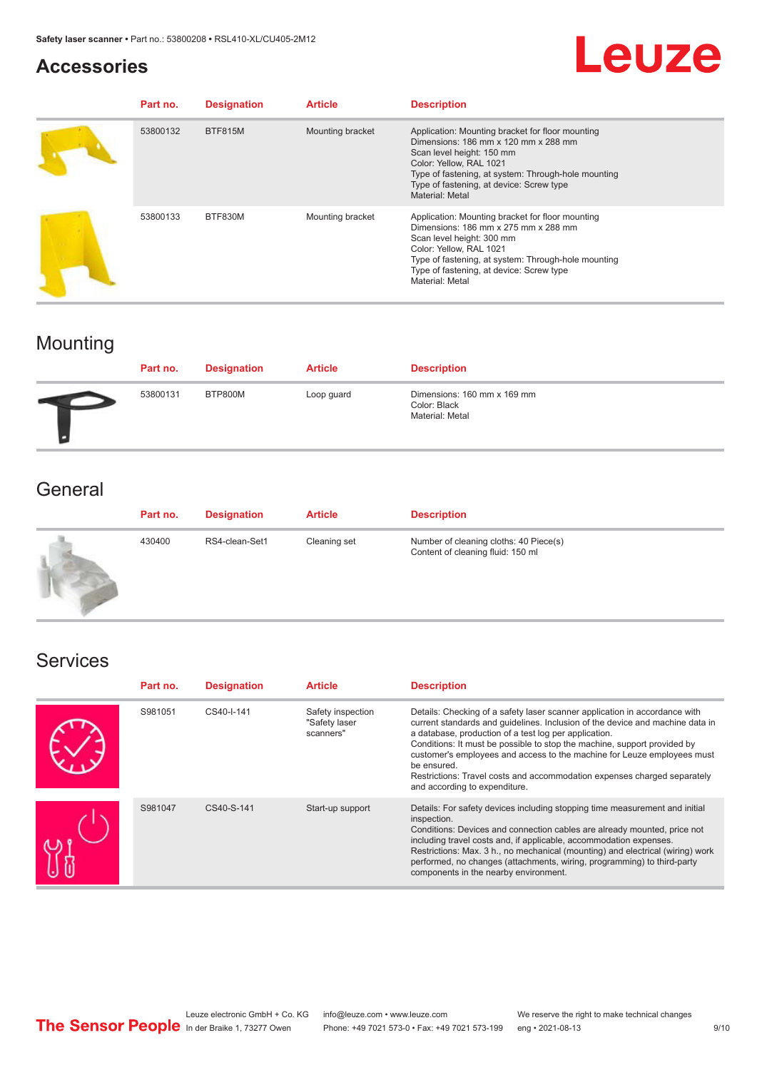## Accessories

| Part no. | Designation | Article | Description |
|---|---|---|---|
| 53800132 | BTF815M | Mounting bracket | Application: Mounting bracket for floor mounting<br>Dimensions: 186 mm x 120 mm x 288 mm<br>Scan level height: 150 mm<br>Color: Yellow, RAL 1021<br>Type of fastening, at system: Through-hole mounting<br>Type of fastening, at device: Screw type<br>Material: Metal |
| 53800133 | BTF830M | Mounting bracket | Application: Mounting bracket for floor mounting<br>Dimensions: 186 mm x 275 mm x 288 mm<br>Scan level height: 300 mm<br>Color: Yellow, RAL 1021<br>Type of fastening, at system: Through-hole mounting<br>Type of fastening, at device: Screw type<br>Material: Metal |

## Mounting

| Part no. | Designation | Article | Description |
|---|---|---|---|
| 53800131 | BTP800M | Loop guard | Dimensions: 160 mm x 169 mm<br>Color: Black<br>Material: Metal |

## General

| Part no. | Designation | Article | Description |
|---|---|---|---|
| 430400 | RS4-clean-Set1 | Cleaning set | Number of cleaning cloths: 40 Piece(s)<br>Content of cleaning fluid: 150 ml |

## Services

| Part no. | Designation | Article | Description |
|---|---|---|---|
| S981051 | CS40-I-141 | Safety inspection "Safety laser scanners" | Details: Checking of a safety laser scanner application in accordance with current standards and guidelines. Inclusion of the device and machine data in a database, production of a test log per application.<br>Conditions: It must be possible to stop the machine, support provided by customer's employees and access to the machine for Leuze employees must be ensured.<br>Restrictions: Travel costs and accommodation expenses charged separately and according to expenditure. |
| S981047 | CS40-S-141 | Start-up support | Details: For safety devices including stopping time measurement and initial inspection.<br>Conditions: Devices and connection cables are already mounted, price not including travel costs and, if applicable, accommodation expenses.<br>Restrictions: Max. 3 h., no mechanical (mounting) and electrical (wiring) work performed, no changes (attachments, wiring, programming) to third-party components in the nearby environment. |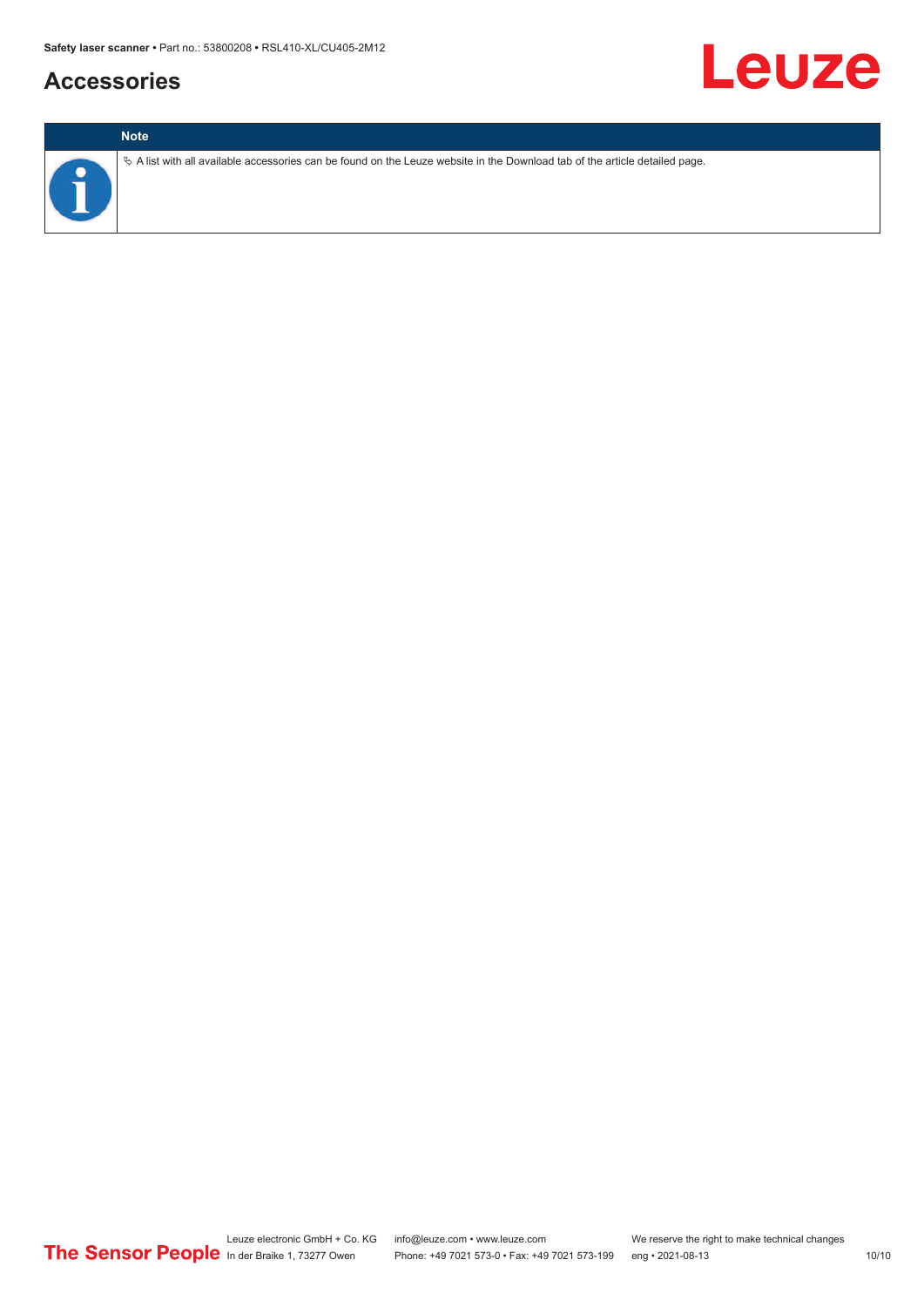## Accessories

| | Note |
| --- | --- |
| | ✎ A list with all available accessories can be found on the Leuze website in the Download tab of the article detailed page. |